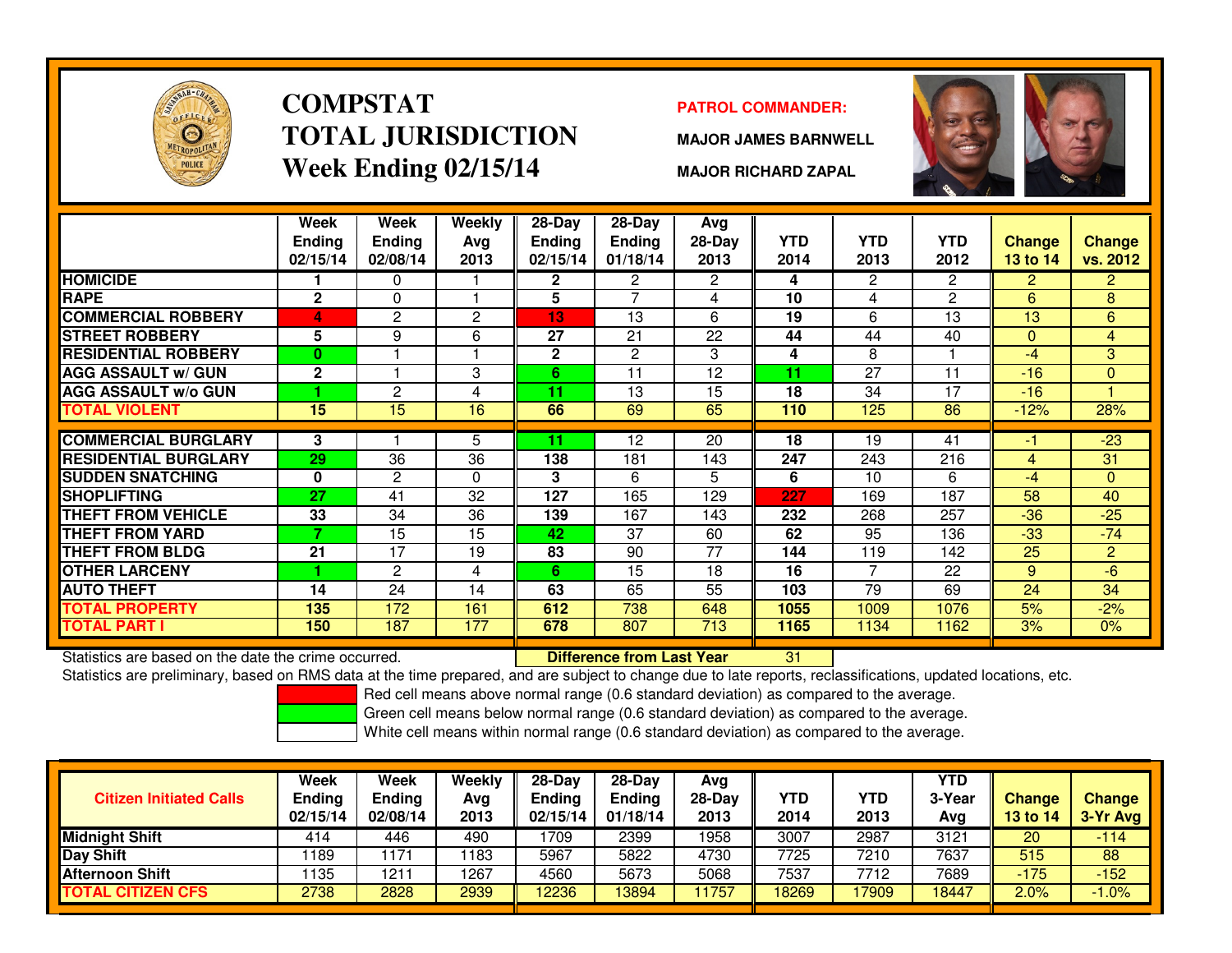# COMPSTAT
# TOTAL JURISDICTION
# Week Ending 02/15/14

**PATROL COMMANDER:**

**MAJOR JAMES BARNWELL**

**MAJOR RICHARD ZAPAL**

| | Week Ending 02/15/14 | Week Ending 02/08/14 | Weekly Avg 2013 | 28-Day Ending 02/15/14 | 28-Day Ending 01/18/14 | Avg 28-Day 2013 | YTD 2014 | YTD 2013 | YTD 2012 | Change 13 to 14 | Change vs. 2012 |
|---|---|---|---|---|---|---|---|---|---|---|---|
| HOMICIDE | 1 | 0 | 1 | 2 | 2 | 2 | 4 | 2 | 2 | 2 | 2 |
| RAPE | 2 | 0 | 1 | 5 | 7 | 4 | 10 | 4 | 2 | 6 | 8 |
| COMMERCIAL ROBBERY | 4 | 2 | 2 | 13 | 13 | 6 | 19 | 6 | 13 | 13 | 6 |
| STREET ROBBERY | 5 | 9 | 6 | 27 | 21 | 22 | 44 | 44 | 40 | 0 | 4 |
| RESIDENTIAL ROBBERY | 0 | 1 | 1 | 2 | 2 | 3 | 4 | 8 | 1 | -4 | 3 |
| AGG ASSAULT w/ GUN | 2 | 1 | 3 | 6 | 11 | 12 | 11 | 27 | 11 | -16 | 0 |
| AGG ASSAULT w/o GUN | 1 | 2 | 4 | 11 | 13 | 15 | 18 | 34 | 17 | -16 | 1 |
| TOTAL VIOLENT | 15 | 15 | 16 | 66 | 69 | 65 | 110 | 125 | 86 | -12% | 28% |
| COMMERCIAL BURGLARY | 3 | 1 | 5 | 11 | 12 | 20 | 18 | 19 | 41 | -1 | -23 |
| RESIDENTIAL BURGLARY | 29 | 36 | 36 | 138 | 181 | 143 | 247 | 243 | 216 | 4 | 31 |
| SUDDEN SNATCHING | 0 | 2 | 0 | 3 | 6 | 5 | 6 | 10 | 6 | -4 | 0 |
| SHOPLIFTING | 27 | 41 | 32 | 127 | 165 | 129 | 227 | 169 | 187 | 58 | 40 |
| THEFT FROM VEHICLE | 33 | 34 | 36 | 139 | 167 | 143 | 232 | 268 | 257 | -36 | -25 |
| THEFT FROM YARD | 7 | 15 | 15 | 42 | 37 | 60 | 62 | 95 | 136 | -33 | -74 |
| THEFT FROM BLDG | 21 | 17 | 19 | 83 | 90 | 77 | 144 | 119 | 142 | 25 | 2 |
| OTHER LARCENY | 1 | 2 | 4 | 6 | 15 | 18 | 16 | 7 | 22 | 9 | -6 |
| AUTO THEFT | 14 | 24 | 14 | 63 | 65 | 55 | 103 | 79 | 69 | 24 | 34 |
| TOTAL PROPERTY | 135 | 172 | 161 | 612 | 738 | 648 | 1055 | 1009 | 1076 | 5% | -2% |
| TOTAL PART I | 150 | 187 | 177 | 678 | 807 | 713 | 1165 | 1134 | 1162 | 3% | 0% |

Statistics are based on the date the crime occurred. **Difference from Last Year** 31

Statistics are preliminary, based on RMS data at the time prepared, and are subject to change due to late reports, reclassifications, updated locations, etc.

Red cell means above normal range (0.6 standard deviation) as compared to the average.
Green cell means below normal range (0.6 standard deviation) as compared to the average.
White cell means within normal range (0.6 standard deviation) as compared to the average.

| Citizen Initiated Calls | Week Ending 02/15/14 | Week Ending 02/08/14 | Weekly Avg 2013 | 28-Day Ending 02/15/14 | 28-Day Ending 01/18/14 | Avg 28-Day 2013 | YTD 2014 | YTD 2013 | YTD 3-Year Avg | Change 13 to 14 | Change 3-Yr Avg |
|---|---|---|---|---|---|---|---|---|---|---|---|
| Midnight Shift | 414 | 446 | 490 | 1709 | 2399 | 1958 | 3007 | 2987 | 3121 | 20 | -114 |
| Day Shift | 1189 | 1171 | 1183 | 5967 | 5822 | 4730 | 7725 | 7210 | 7637 | 515 | 88 |
| Afternoon Shift | 1135 | 1211 | 1267 | 4560 | 5673 | 5068 | 7537 | 7712 | 7689 | -175 | -152 |
| TOTAL CITIZEN CFS | 2738 | 2828 | 2939 | 12236 | 13894 | 11757 | 18269 | 17909 | 18447 | 2.0% | -1.0% |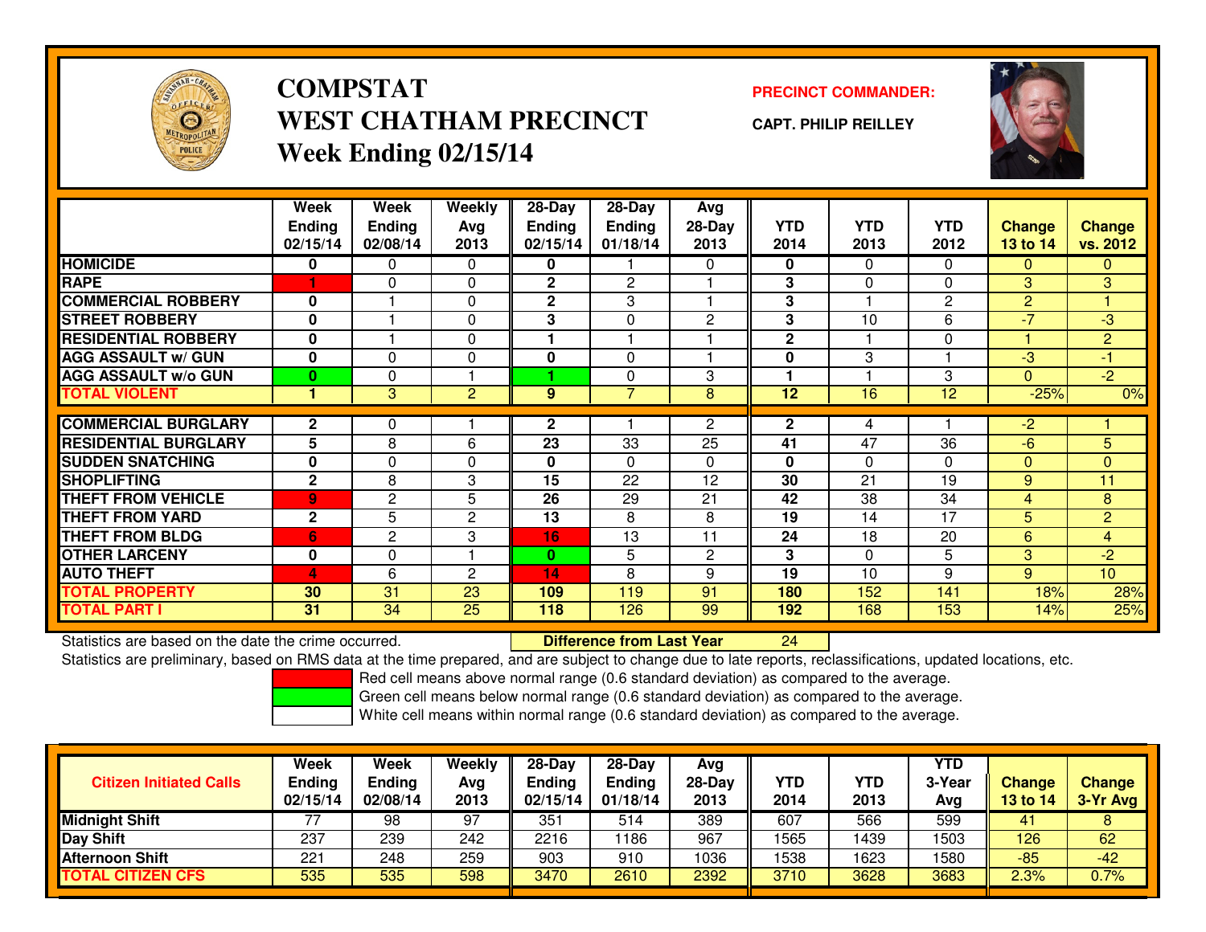# COMPSTAT
# WEST CHATHAM PRECINCT
## Week Ending 02/15/14

**PRECINCT COMMANDER:**
**CAPT. PHILIP REILLEY**

| | Week Ending 02/15/14 | Week Ending 02/08/14 | Weekly Avg 2013 | 28-Day Ending 02/15/14 | 28-Day Ending 01/18/14 | Avg 28-Day 2013 | YTD 2014 | YTD 2013 | YTD 2012 | Change 13 to 14 | Change vs. 2012 |
|---|---|---|---|---|---|---|---|---|---|---|---|
| HOMICIDE | 0 | 0 | 0 | 0 | 1 | 0 | 0 | 0 | 0 | 0 | 0 |
| RAPE | 1 | 0 | 0 | 2 | 2 | 1 | 3 | 0 | 0 | 3 | 3 |
| COMMERCIAL ROBBERY | 0 | 1 | 0 | 2 | 3 | 1 | 3 | 1 | 2 | 2 | 1 |
| STREET ROBBERY | 0 | 1 | 0 | 3 | 0 | 2 | 3 | 10 | 6 | -7 | -3 |
| RESIDENTIAL ROBBERY | 0 | 1 | 0 | 1 | 1 | 1 | 2 | 1 | 0 | 1 | 2 |
| AGG ASSAULT w/ GUN | 0 | 0 | 0 | 0 | 0 | 1 | 0 | 3 | 1 | -3 | -1 |
| AGG ASSAULT w/o GUN | 0 | 0 | 1 | 1 | 0 | 3 | 1 | 1 | 3 | 0 | -2 |
| TOTAL VIOLENT | 1 | 3 | 2 | 9 | 7 | 8 | 12 | 16 | 12 | -25% | 0% |
| COMMERCIAL BURGLARY | 2 | 0 | 1 | 2 | 1 | 2 | 2 | 4 | 1 | -2 | 1 |
| RESIDENTIAL BURGLARY | 5 | 8 | 6 | 23 | 33 | 25 | 41 | 47 | 36 | -6 | 5 |
| SUDDEN SNATCHING | 0 | 0 | 0 | 0 | 0 | 0 | 0 | 0 | 0 | 0 | 0 |
| SHOPLIFTING | 2 | 8 | 3 | 15 | 22 | 12 | 30 | 21 | 19 | 9 | 11 |
| THEFT FROM VEHICLE | 9 | 2 | 5 | 26 | 29 | 21 | 42 | 38 | 34 | 4 | 8 |
| THEFT FROM YARD | 2 | 5 | 2 | 13 | 8 | 8 | 19 | 14 | 17 | 5 | 2 |
| THEFT FROM BLDG | 6 | 2 | 3 | 16 | 13 | 11 | 24 | 18 | 20 | 6 | 4 |
| OTHER LARCENY | 0 | 0 | 1 | 0 | 5 | 2 | 3 | 0 | 5 | 3 | -2 |
| AUTO THEFT | 4 | 6 | 2 | 14 | 8 | 9 | 19 | 10 | 9 | 9 | 10 |
| TOTAL PROPERTY | 30 | 31 | 23 | 109 | 119 | 91 | 180 | 152 | 141 | 18% | 28% |
| TOTAL PART I | 31 | 34 | 25 | 118 | 126 | 99 | 192 | 168 | 153 | 14% | 25% |

Statistics are based on the date the crime occurred.

**Difference from Last Year** 24

Statistics are preliminary, based on RMS data at the time prepared, and are subject to change due to late reports, reclassifications, updated locations, etc.

Red cell means above normal range (0.6 standard deviation) as compared to the average.
Green cell means below normal range (0.6 standard deviation) as compared to the average.
White cell means within normal range (0.6 standard deviation) as compared to the average.

| Citizen Initiated Calls | Week Ending 02/15/14 | Week Ending 02/08/14 | Weekly Avg 2013 | 28-Day Ending 02/15/14 | 28-Day Ending 01/18/14 | Avg 28-Day 2013 | YTD 2014 | YTD 2013 | YTD 3-Year Avg | Change 13 to 14 | Change 3-Yr Avg |
|---|---|---|---|---|---|---|---|---|---|---|---|
| Midnight Shift | 77 | 98 | 97 | 351 | 514 | 389 | 607 | 566 | 599 | 41 | 8 |
| Day Shift | 237 | 239 | 242 | 2216 | 1186 | 967 | 1565 | 1439 | 1503 | 126 | 62 |
| Afternoon Shift | 221 | 248 | 259 | 903 | 910 | 1036 | 1538 | 1623 | 1580 | -85 | -42 |
| TOTAL CITIZEN CFS | 535 | 535 | 598 | 3470 | 2610 | 2392 | 3710 | 3628 | 3683 | 2.3% | 0.7% |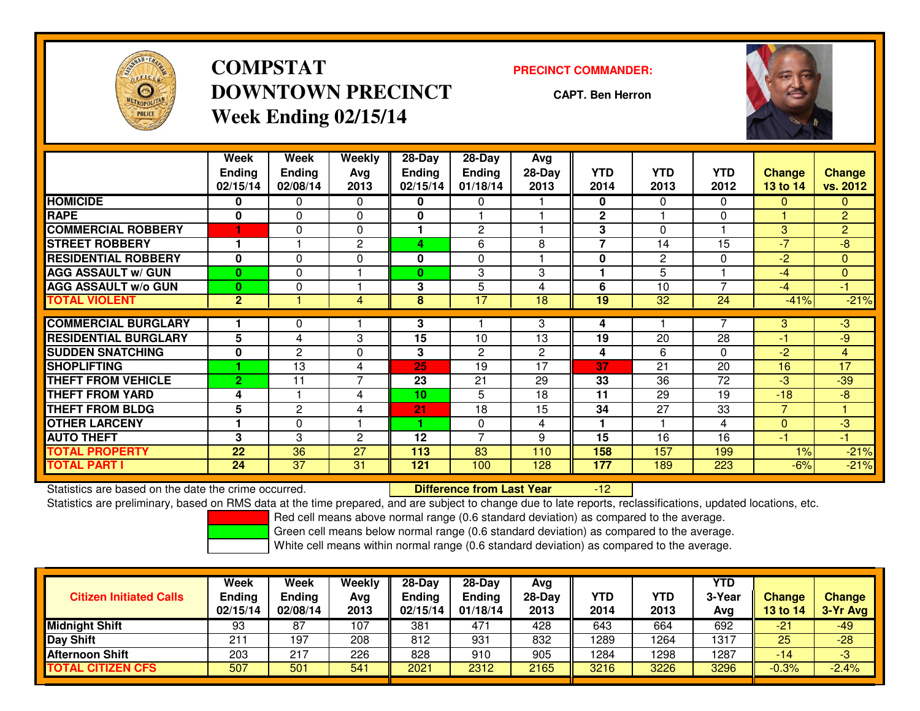# COMPSTAT
# DOWNTOWN PRECINCT
## Week Ending 02/15/14

**PRECINCT COMMANDER:**

**CAPT. Ben Herron**

| | Week Ending 02/15/14 | Week Ending 02/08/14 | Weekly Avg 2013 | 28-Day Ending 02/15/14 | 28-Day Ending 01/18/14 | Avg 28-Day 2013 | YTD 2014 | YTD 2013 | YTD 2012 | Change 13 to 14 | Change vs. 2012 |
|---|---|---|---|---|---|---|---|---|---|---|---|
| HOMICIDE | 0 | 0 | 0 | 0 | 0 | 1 | 0 | 0 | 0 | 0 | 0 |
| RAPE | 0 | 0 | 0 | 0 | 1 | 1 | 2 | 1 | 0 | 1 | 2 |
| COMMERCIAL ROBBERY | 1 | 0 | 0 | 1 | 2 | 1 | 3 | 0 | 1 | 3 | 2 |
| STREET ROBBERY | 1 | 1 | 2 | 4 | 6 | 8 | 7 | 14 | 15 | -7 | -8 |
| RESIDENTIAL ROBBERY | 0 | 0 | 0 | 0 | 0 | 1 | 0 | 2 | 0 | -2 | 0 |
| AGG ASSAULT w/ GUN | 0 | 0 | 1 | 0 | 3 | 3 | 1 | 5 | 1 | -4 | 0 |
| AGG ASSAULT w/o GUN | 0 | 0 | 1 | 3 | 5 | 4 | 6 | 10 | 7 | -4 | -1 |
| TOTAL VIOLENT | 2 | 1 | 4 | 8 | 17 | 18 | 19 | 32 | 24 | -41% | -21% |
| COMMERCIAL BURGLARY | 1 | 0 | 1 | 3 | 1 | 3 | 4 | 1 | 7 | 3 | -3 |
| RESIDENTIAL BURGLARY | 5 | 4 | 3 | 15 | 10 | 13 | 19 | 20 | 28 | -1 | -9 |
| SUDDEN SNATCHING | 0 | 2 | 0 | 3 | 2 | 2 | 4 | 6 | 0 | -2 | 4 |
| SHOPLIFTING | 1 | 13 | 4 | 25 | 19 | 17 | 37 | 21 | 20 | 16 | 17 |
| THEFT FROM VEHICLE | 2 | 11 | 7 | 23 | 21 | 29 | 33 | 36 | 72 | -3 | -39 |
| THEFT FROM YARD | 4 | 1 | 4 | 10 | 5 | 18 | 11 | 29 | 19 | -18 | -8 |
| THEFT FROM BLDG | 5 | 2 | 4 | 21 | 18 | 15 | 34 | 27 | 33 | 7 | 1 |
| OTHER LARCENY | 1 | 0 | 1 | 1 | 0 | 4 | 1 | 1 | 4 | 0 | -3 |
| AUTO THEFT | 3 | 3 | 2 | 12 | 7 | 9 | 15 | 16 | 16 | -1 | -1 |
| TOTAL PROPERTY | 22 | 36 | 27 | 113 | 83 | 110 | 158 | 157 | 199 | 1% | -21% |
| TOTAL PART I | 24 | 37 | 31 | 121 | 100 | 128 | 177 | 189 | 223 | -6% | -21% |

Statistics are based on the date the crime occurred. **Difference from Last Year** -12

Statistics are preliminary, based on RMS data at the time prepared, and are subject to change due to late reports, reclassifications, updated locations, etc.

Red cell means above normal range (0.6 standard deviation) as compared to the average.

Green cell means below normal range (0.6 standard deviation) as compared to the average.

White cell means within normal range (0.6 standard deviation) as compared to the average.

| Citizen Initiated Calls | Week Ending 02/15/14 | Week Ending 02/08/14 | Weekly Avg 2013 | 28-Day Ending 02/15/14 | 28-Day Ending 01/18/14 | Avg 28-Day 2013 | YTD 2014 | YTD 2013 | YTD 3-Year Avg | Change 13 to 14 | Change 3-Yr Avg |
|---|---|---|---|---|---|---|---|---|---|---|---|
| Midnight Shift | 93 | 87 | 107 | 381 | 471 | 428 | 643 | 664 | 692 | -21 | -49 |
| Day Shift | 211 | 197 | 208 | 812 | 931 | 832 | 1289 | 1264 | 1317 | 25 | -28 |
| Afternoon Shift | 203 | 217 | 226 | 828 | 910 | 905 | 1284 | 1298 | 1287 | -14 | -3 |
| TOTAL CITIZEN CFS | 507 | 501 | 541 | 2021 | 2312 | 2165 | 3216 | 3226 | 3296 | -0.3% | -2.4% |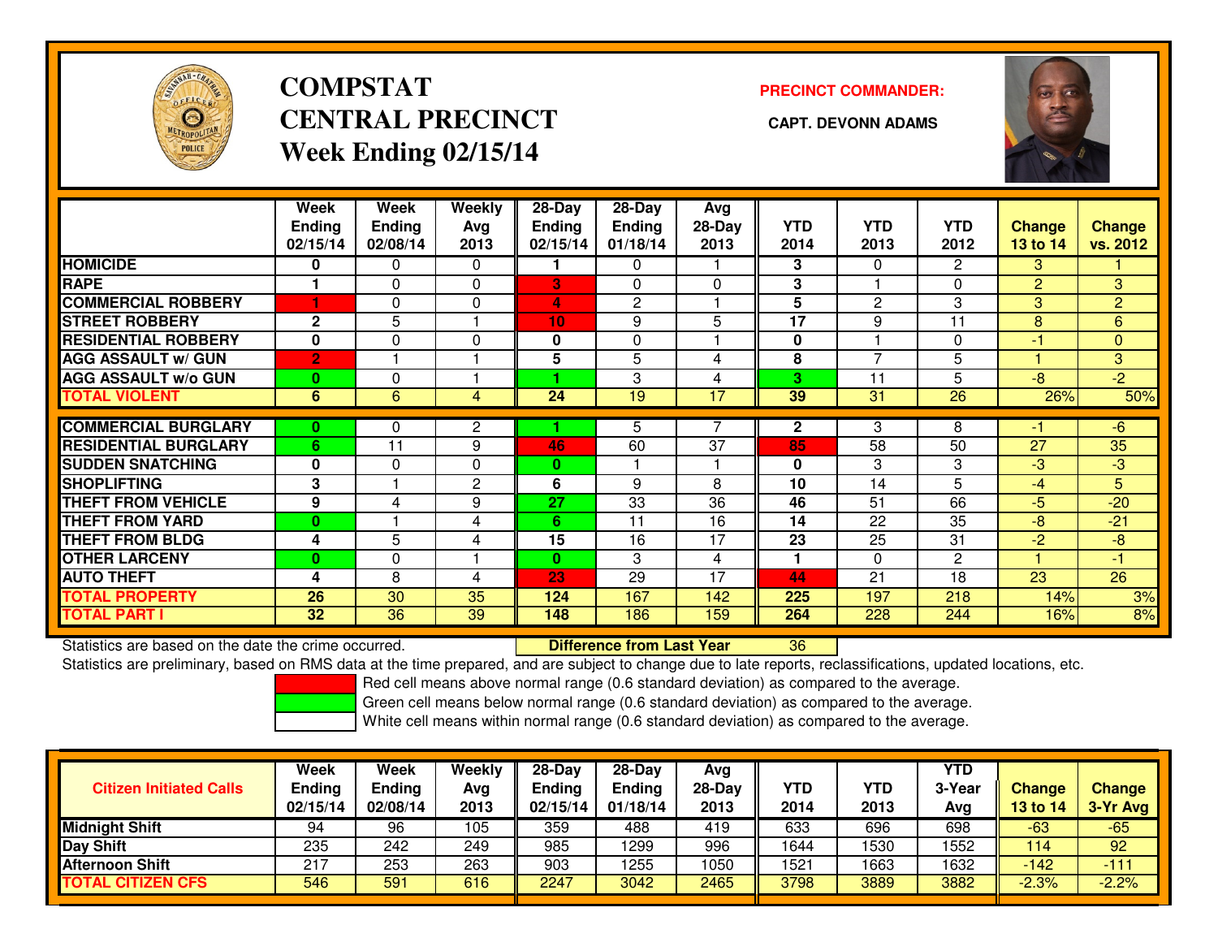# COMPSTAT
# CENTRAL PRECINCT
## Week Ending 02/15/14

**PRECINCT COMMANDER:**

**CAPT. DEVONN ADAMS**

| | Week Ending 02/15/14 | Week Ending 02/08/14 | Weekly Avg 2013 | 28-Day Ending 02/15/14 | 28-Day Ending 01/18/14 | Avg 28-Day 2013 | YTD 2014 | YTD 2013 | YTD 2012 | Change 13 to 14 | Change vs. 2012 |
|---|---|---|---|---|---|---|---|---|---|---|---|
| HOMICIDE | 0 | 0 | 0 | 1 | 0 | 1 | 3 | 0 | 2 | 3 | 1 |
| RAPE | 1 | 0 | 0 | 3 | 0 | 0 | 3 | 1 | 0 | 2 | 3 |
| COMMERCIAL ROBBERY | 1 | 0 | 0 | 4 | 2 | 1 | 5 | 2 | 3 | 3 | 2 |
| STREET ROBBERY | 2 | 5 | 1 | 10 | 9 | 5 | 17 | 9 | 11 | 8 | 6 |
| RESIDENTIAL ROBBERY | 0 | 0 | 0 | 0 | 0 | 1 | 0 | 1 | 0 | -1 | 0 |
| AGG ASSAULT w/ GUN | 2 | 1 | 1 | 5 | 5 | 4 | 8 | 7 | 5 | 1 | 3 |
| AGG ASSAULT w/o GUN | 0 | 0 | 1 | 1 | 3 | 4 | 3 | 11 | 5 | -8 | -2 |
| **TOTAL VIOLENT** | 6 | 6 | 4 | 24 | 19 | 17 | 39 | 31 | 26 | 26% | 50% |
| COMMERCIAL BURGLARY | 0 | 0 | 2 | 1 | 5 | 7 | 2 | 3 | 8 | -1 | -6 |
| RESIDENTIAL BURGLARY | 6 | 11 | 9 | 46 | 60 | 37 | 85 | 58 | 50 | 27 | 35 |
| SUDDEN SNATCHING | 0 | 0 | 0 | 0 | 1 | 1 | 0 | 3 | 3 | -3 | -3 |
| SHOPLIFTING | 3 | 1 | 2 | 6 | 9 | 8 | 10 | 14 | 5 | -4 | 5 |
| THEFT FROM VEHICLE | 9 | 4 | 9 | 27 | 33 | 36 | 46 | 51 | 66 | -5 | -20 |
| THEFT FROM YARD | 0 | 1 | 4 | 6 | 11 | 16 | 14 | 22 | 35 | -8 | -21 |
| THEFT FROM BLDG | 4 | 5 | 4 | 15 | 16 | 17 | 23 | 25 | 31 | -2 | -8 |
| OTHER LARCENY | 0 | 0 | 1 | 0 | 3 | 4 | 1 | 0 | 2 | 1 | -1 |
| AUTO THEFT | 4 | 8 | 4 | 23 | 29 | 17 | 44 | 21 | 18 | 23 | 26 |
| **TOTAL PROPERTY** | 26 | 30 | 35 | 124 | 167 | 142 | 225 | 197 | 218 | 14% | 3% |
| **TOTAL PART I** | 32 | 36 | 39 | 148 | 186 | 159 | 264 | 228 | 244 | 16% | 8% |

Statistics are based on the date the crime occurred. **Difference from Last Year** 36

Statistics are preliminary, based on RMS data at the time prepared, and are subject to change due to late reports, reclassifications, updated locations, etc.

Red cell means above normal range (0.6 standard deviation) as compared to the average.

Green cell means below normal range (0.6 standard deviation) as compared to the average.

White cell means within normal range (0.6 standard deviation) as compared to the average.

| Citizen Initiated Calls | Week Ending 02/15/14 | Week Ending 02/08/14 | Weekly Avg 2013 | 28-Day Ending 02/15/14 | 28-Day Ending 01/18/14 | Avg 28-Day 2013 | YTD 2014 | YTD 2013 | YTD 3-Year Avg | Change 13 to 14 | Change 3-Yr Avg |
|---|---|---|---|---|---|---|---|---|---|---|---|
| Midnight Shift | 94 | 96 | 105 | 359 | 488 | 419 | 633 | 696 | 698 | -63 | -65 |
| Day Shift | 235 | 242 | 249 | 985 | 1299 | 996 | 1644 | 1530 | 1552 | 114 | 92 |
| Afternoon Shift | 217 | 253 | 263 | 903 | 1255 | 1050 | 1521 | 1663 | 1632 | -142 | -111 |
| **TOTAL CITIZEN CFS** | 546 | 591 | 616 | 2247 | 3042 | 2465 | 3798 | 3889 | 3882 | -2.3% | -2.2% |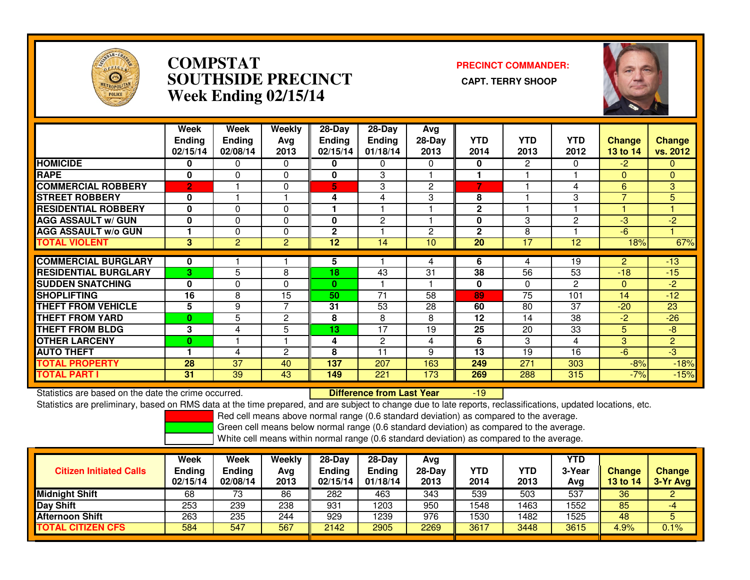# COMPSTAT SOUTHSIDE PRECINCT Week Ending 02/15/14

**PRECINCT COMMANDER:** CAPT. TERRY SHOOP

| | Week Ending 02/15/14 | Week Ending 02/08/14 | Weekly Avg 2013 | 28-Day Ending 02/15/14 | 28-Day Ending 01/18/14 | Avg 28-Day 2013 | YTD 2014 | YTD 2013 | YTD 2012 | Change 13 to 14 | Change vs. 2012 |
|---|---|---|---|---|---|---|---|---|---|---|---|
| HOMICIDE | 0 | 0 | 0 | 0 | 0 | 0 | 0 | 2 | 0 | -2 | 0 |
| RAPE | 0 | 0 | 0 | 0 | 3 | 1 | 1 | 1 | 1 | 0 | 0 |
| COMMERCIAL ROBBERY | 2 | 1 | 0 | 5 | 3 | 2 | 7 | 1 | 4 | 6 | 3 |
| STREET ROBBERY | 0 | 1 | 1 | 4 | 4 | 3 | 8 | 1 | 3 | 7 | 5 |
| RESIDENTIAL ROBBERY | 0 | 0 | 0 | 1 | 1 | 1 | 2 | 1 | 1 | 1 | 1 |
| AGG ASSAULT w/ GUN | 0 | 0 | 0 | 0 | 2 | 1 | 0 | 3 | 2 | -3 | -2 |
| AGG ASSAULT w/o GUN | 1 | 0 | 0 | 2 | 1 | 2 | 2 | 8 | 1 | -6 | 1 |
| TOTAL VIOLENT | 3 | 2 | 2 | 12 | 14 | 10 | 20 | 17 | 12 | 18% | 67% |
| COMMERCIAL BURGLARY | 0 | 1 | 1 | 5 | 1 | 4 | 6 | 4 | 19 | 2 | -13 |
| RESIDENTIAL BURGLARY | 3 | 5 | 8 | 18 | 43 | 31 | 38 | 56 | 53 | -18 | -15 |
| SUDDEN SNATCHING | 0 | 0 | 0 | 0 | 1 | 1 | 0 | 0 | 2 | 0 | -2 |
| SHOPLIFTING | 16 | 8 | 15 | 50 | 71 | 58 | 89 | 75 | 101 | 14 | -12 |
| THEFT FROM VEHICLE | 5 | 9 | 7 | 31 | 53 | 28 | 60 | 80 | 37 | -20 | 23 |
| THEFT FROM YARD | 0 | 5 | 2 | 8 | 8 | 8 | 12 | 14 | 38 | -2 | -26 |
| THEFT FROM BLDG | 3 | 4 | 5 | 13 | 17 | 19 | 25 | 20 | 33 | 5 | -8 |
| OTHER LARCENY | 0 | 1 | 1 | 4 | 2 | 4 | 6 | 3 | 4 | 3 | 2 |
| AUTO THEFT | 1 | 4 | 2 | 8 | 11 | 9 | 13 | 19 | 16 | -6 | -3 |
| TOTAL PROPERTY | 28 | 37 | 40 | 137 | 207 | 163 | 249 | 271 | 303 | -8% | -18% |
| TOTAL PART I | 31 | 39 | 43 | 149 | 221 | 173 | 269 | 288 | 315 | -7% | -15% |

Statistics are based on the date the crime occurred. **Difference from Last Year** -19

Statistics are preliminary, based on RMS data at the time prepared, and are subject to change due to late reports, reclassifications, updated locations, etc.

Red cell means above normal range (0.6 standard deviation) as compared to the average.

Green cell means below normal range (0.6 standard deviation) as compared to the average.

White cell means within normal range (0.6 standard deviation) as compared to the average.

| Citizen Initiated Calls | Week Ending 02/15/14 | Week Ending 02/08/14 | Weekly Avg 2013 | 28-Day Ending 02/15/14 | 28-Day Ending 01/18/14 | Avg 28-Day 2013 | YTD 2014 | YTD 2013 | YTD 3-Year Avg | Change 13 to 14 | Change 3-Yr Avg |
|---|---|---|---|---|---|---|---|---|---|---|---|
| Midnight Shift | 68 | 73 | 86 | 282 | 463 | 343 | 539 | 503 | 537 | 36 | 2 |
| Day Shift | 253 | 239 | 238 | 931 | 1203 | 950 | 1548 | 1463 | 1552 | 85 | -4 |
| Afternoon Shift | 263 | 235 | 244 | 929 | 1239 | 976 | 1530 | 1482 | 1525 | 48 | 5 |
| TOTAL CITIZEN CFS | 584 | 547 | 567 | 2142 | 2905 | 2269 | 3617 | 3448 | 3615 | 4.9% | 0.1% |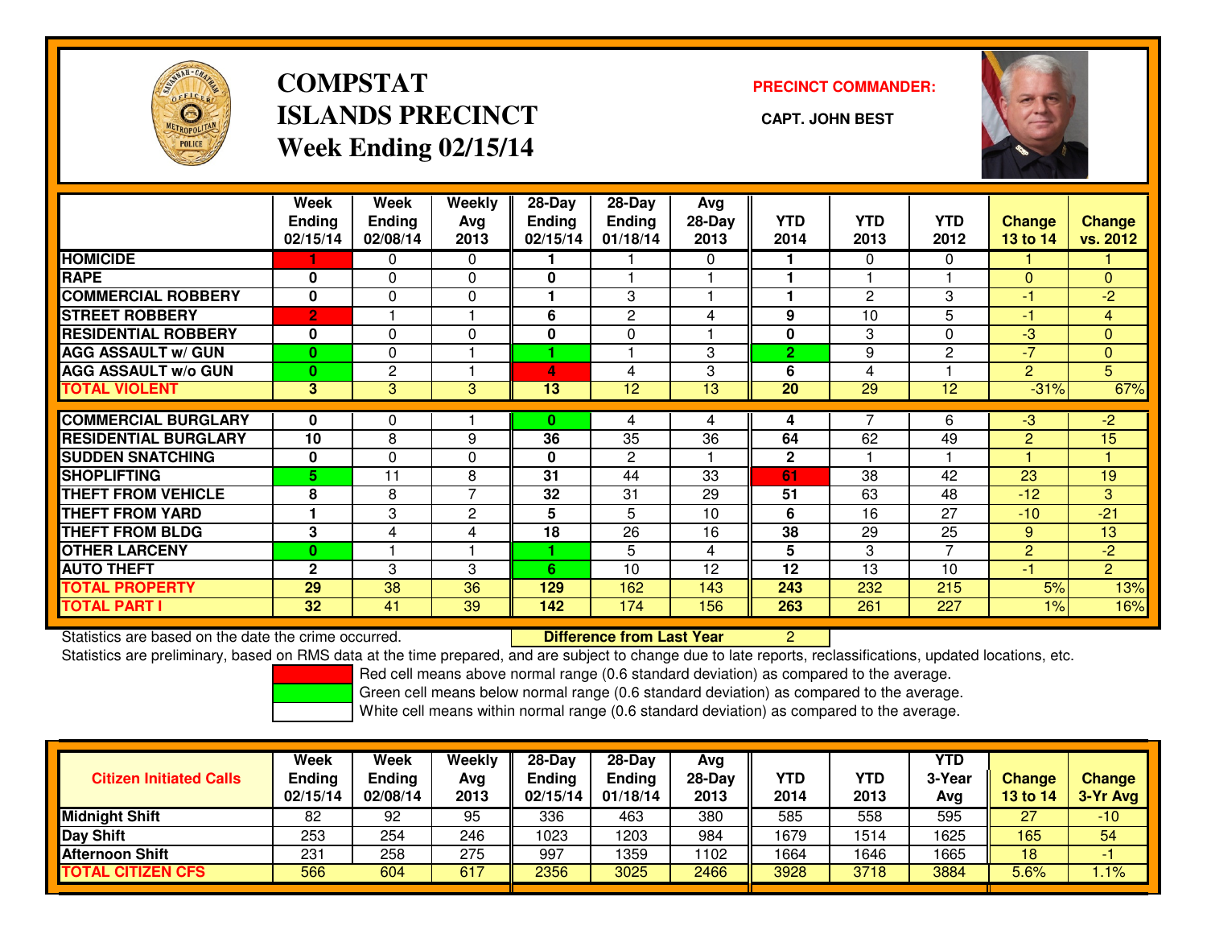# COMPSTAT
# ISLANDS PRECINCT
## Week Ending 02/15/14

**PRECINCT COMMANDER:**

**CAPT. JOHN BEST**

| | Week Ending 02/15/14 | Week Ending 02/08/14 | Weekly Avg 2013 | 28-Day Ending 02/15/14 | 28-Day Ending 01/18/14 | Avg 28-Day 2013 | YTD 2014 | YTD 2013 | YTD 2012 | Change 13 to 14 | Change vs. 2012 |
|---|---|---|---|---|---|---|---|---|---|---|---|
| HOMICIDE | 1 | 0 | 0 | 1 | 1 | 0 | 1 | 0 | 0 | 1 | 1 |
| RAPE | 0 | 0 | 0 | 0 | 1 | 1 | 1 | 1 | 1 | 0 | 0 |
| COMMERCIAL ROBBERY | 0 | 0 | 0 | 1 | 3 | 1 | 1 | 2 | 3 | -1 | -2 |
| STREET ROBBERY | 2 | 1 | 1 | 6 | 2 | 4 | 9 | 10 | 5 | -1 | 4 |
| RESIDENTIAL ROBBERY | 0 | 0 | 0 | 0 | 0 | 1 | 0 | 3 | 0 | -3 | 0 |
| AGG ASSAULT w/ GUN | 0 | 0 | 1 | 1 | 1 | 3 | 2 | 9 | 2 | -7 | 0 |
| AGG ASSAULT w/o GUN | 0 | 2 | 1 | 4 | 4 | 3 | 6 | 4 | 1 | 2 | 5 |
| TOTAL VIOLENT | 3 | 3 | 3 | 13 | 12 | 13 | 20 | 29 | 12 | -31% | 67% |
| COMMERCIAL BURGLARY | 0 | 0 | 1 | 0 | 4 | 4 | 4 | 7 | 6 | -3 | -2 |
| RESIDENTIAL BURGLARY | 10 | 8 | 9 | 36 | 35 | 36 | 64 | 62 | 49 | 2 | 15 |
| SUDDEN SNATCHING | 0 | 0 | 0 | 0 | 2 | 1 | 2 | 1 | 1 | 1 | 1 |
| SHOPLIFTING | 5 | 11 | 8 | 31 | 44 | 33 | 61 | 38 | 42 | 23 | 19 |
| THEFT FROM VEHICLE | 8 | 8 | 7 | 32 | 31 | 29 | 51 | 63 | 48 | -12 | 3 |
| THEFT FROM YARD | 1 | 3 | 2 | 5 | 5 | 10 | 6 | 16 | 27 | -10 | -21 |
| THEFT FROM BLDG | 3 | 4 | 4 | 18 | 26 | 16 | 38 | 29 | 25 | 9 | 13 |
| OTHER LARCENY | 0 | 1 | 1 | 1 | 5 | 4 | 5 | 3 | 7 | 2 | -2 |
| AUTO THEFT | 2 | 3 | 3 | 6 | 10 | 12 | 12 | 13 | 10 | -1 | 2 |
| TOTAL PROPERTY | 29 | 38 | 36 | 129 | 162 | 143 | 243 | 232 | 215 | 5% | 13% |
| TOTAL PART I | 32 | 41 | 39 | 142 | 174 | 156 | 263 | 261 | 227 | 1% | 16% |

Statistics are based on the date the crime occurred. **Difference from Last Year** 2

Statistics are preliminary, based on RMS data at the time prepared, and are subject to change due to late reports, reclassifications, updated locations, etc.

Red cell means above normal range (0.6 standard deviation) as compared to the average.

Green cell means below normal range (0.6 standard deviation) as compared to the average.

White cell means within normal range (0.6 standard deviation) as compared to the average.

| Citizen Initiated Calls | Week Ending 02/15/14 | Week Ending 02/08/14 | Weekly Avg 2013 | 28-Day Ending 02/15/14 | 28-Day Ending 01/18/14 | Avg 28-Day 2013 | YTD 2014 | YTD 2013 | YTD 3-Year Avg | Change 13 to 14 | Change 3-Yr Avg |
|---|---|---|---|---|---|---|---|---|---|---|---|
| Midnight Shift | 82 | 92 | 95 | 336 | 463 | 380 | 585 | 558 | 595 | 27 | -10 |
| Day Shift | 253 | 254 | 246 | 1023 | 1203 | 984 | 1679 | 1514 | 1625 | 165 | 54 |
| Afternoon Shift | 231 | 258 | 275 | 997 | 1359 | 1102 | 1664 | 1646 | 1665 | 18 | -1 |
| TOTAL CITIZEN CFS | 566 | 604 | 617 | 2356 | 3025 | 2466 | 3928 | 3718 | 3884 | 5.6% | 1.1% |